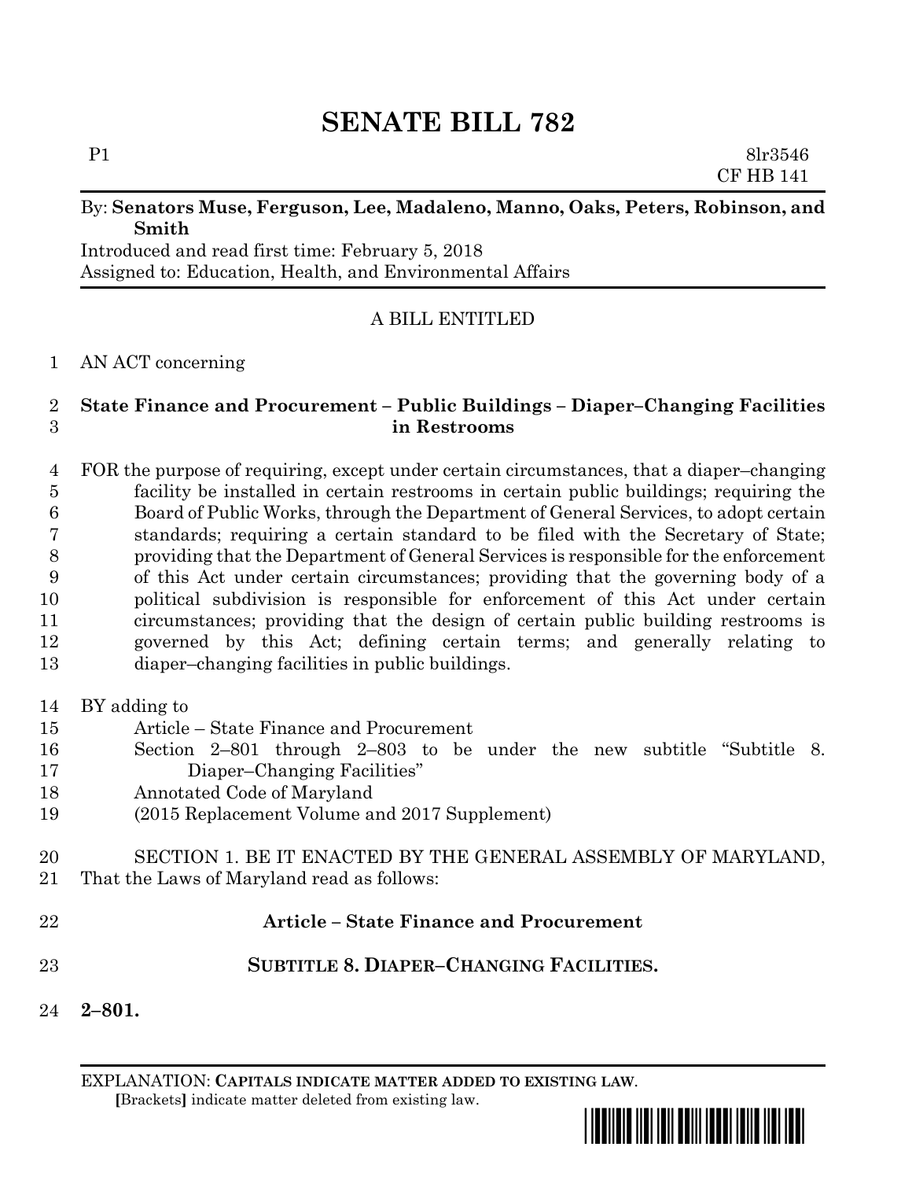# SENATE BILL 782

P1 8lr3546
CF HB 141

By: **Senators Muse, Ferguson, Lee, Madaleno, Manno, Oaks, Peters, Robinson, and Smith**
Introduced and read first time: February 5, 2018
Assigned to: Education, Health, and Environmental Affairs

A BILL ENTITLED

1 AN ACT concerning

2 **State Finance and Procurement – Public Buildings – Diaper–Changing Facilities**
3 **in Restrooms**

4 FOR the purpose of requiring, except under certain circumstances, that a diaper–changing
5 facility be installed in certain restrooms in certain public buildings; requiring the
6 Board of Public Works, through the Department of General Services, to adopt certain
7 standards; requiring a certain standard to be filed with the Secretary of State;
8 providing that the Department of General Services is responsible for the enforcement
9 of this Act under certain circumstances; providing that the governing body of a
10 political subdivision is responsible for enforcement of this Act under certain
11 circumstances; providing that the design of certain public building restrooms is
12 governed by this Act; defining certain terms; and generally relating to
13 diaper–changing facilities in public buildings.

14 BY adding to
15 Article – State Finance and Procurement
16 Section 2–801 through 2–803 to be under the new subtitle "Subtitle 8.
17 Diaper–Changing Facilities"
18 Annotated Code of Maryland
19 (2015 Replacement Volume and 2017 Supplement)

20 SECTION 1. BE IT ENACTED BY THE GENERAL ASSEMBLY OF MARYLAND,
21 That the Laws of Maryland read as follows:

22 **Article – State Finance and Procurement**

23 **SUBTITLE 8. DIAPER–CHANGING FACILITIES.**

24 **2–801.**

EXPLANATION: **CAPITALS INDICATE MATTER ADDED TO EXISTING LAW**.
**[**Brackets**]** indicate matter deleted from existing law.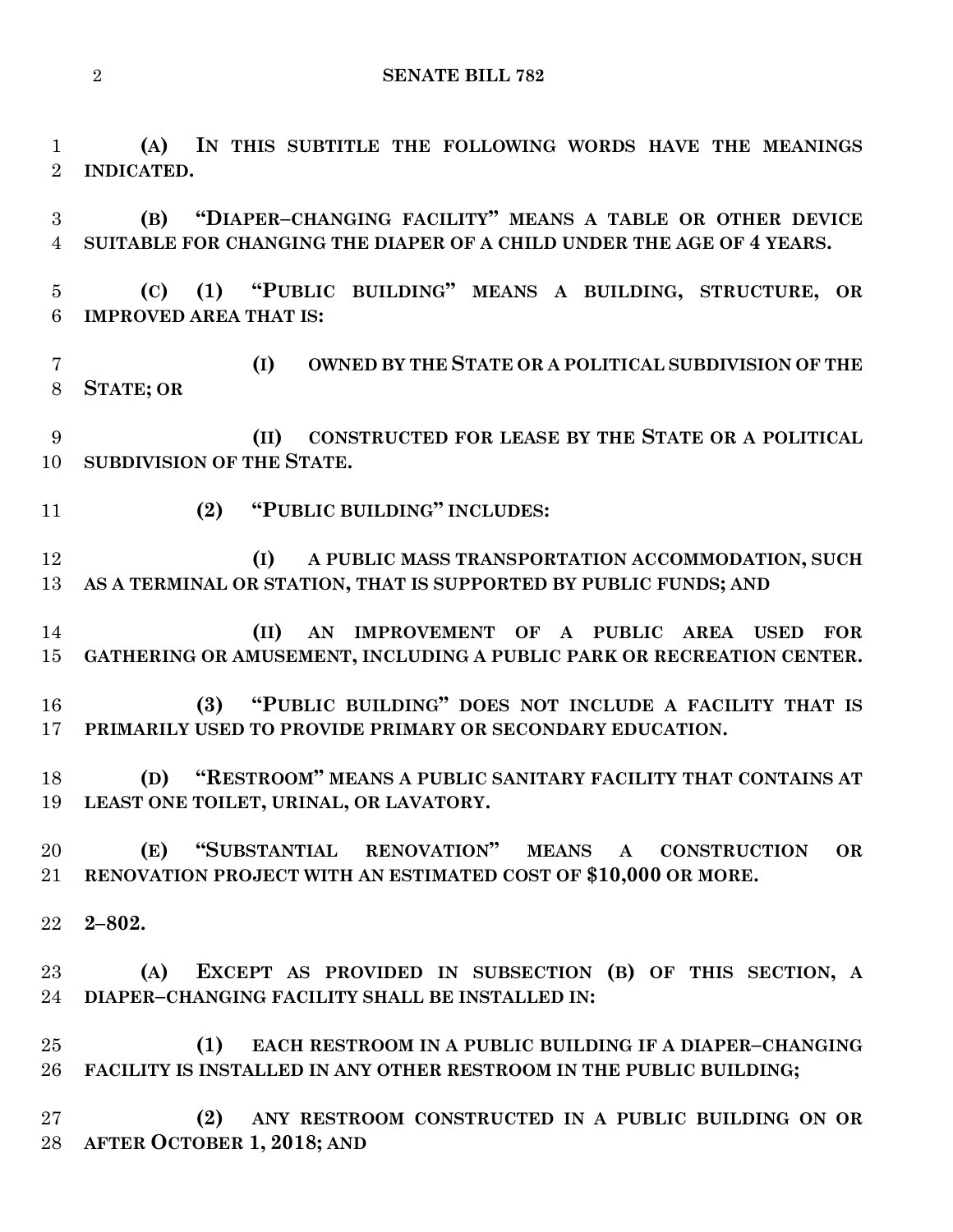**(A) IN THIS SUBTITLE THE FOLLOWING WORDS HAVE THE MEANINGS INDICATED.**

**(B) "DIAPER–CHANGING FACILITY" MEANS A TABLE OR OTHER DEVICE SUITABLE FOR CHANGING THE DIAPER OF A CHILD UNDER THE AGE OF 4 YEARS.**

**(C) (1) "PUBLIC BUILDING" MEANS A BUILDING, STRUCTURE, OR IMPROVED AREA THAT IS:**

**(I) OWNED BY THE STATE OR A POLITICAL SUBDIVISION OF THE STATE; OR**

**(II) CONSTRUCTED FOR LEASE BY THE STATE OR A POLITICAL SUBDIVISION OF THE STATE.**

**(2) "PUBLIC BUILDING" INCLUDES:**

**(I) A PUBLIC MASS TRANSPORTATION ACCOMMODATION, SUCH AS A TERMINAL OR STATION, THAT IS SUPPORTED BY PUBLIC FUNDS; AND**

**(II) AN IMPROVEMENT OF A PUBLIC AREA USED FOR GATHERING OR AMUSEMENT, INCLUDING A PUBLIC PARK OR RECREATION CENTER.**

**(3) "PUBLIC BUILDING" DOES NOT INCLUDE A FACILITY THAT IS PRIMARILY USED TO PROVIDE PRIMARY OR SECONDARY EDUCATION.**

**(D) "RESTROOM" MEANS A PUBLIC SANITARY FACILITY THAT CONTAINS AT LEAST ONE TOILET, URINAL, OR LAVATORY.**

**(E) "SUBSTANTIAL RENOVATION" MEANS A CONSTRUCTION OR RENOVATION PROJECT WITH AN ESTIMATED COST OF $10,000 OR MORE.**

**2–802.**

**(A) EXCEPT AS PROVIDED IN SUBSECTION (B) OF THIS SECTION, A DIAPER–CHANGING FACILITY SHALL BE INSTALLED IN:**

**(1) EACH RESTROOM IN A PUBLIC BUILDING IF A DIAPER–CHANGING FACILITY IS INSTALLED IN ANY OTHER RESTROOM IN THE PUBLIC BUILDING;**

**(2) ANY RESTROOM CONSTRUCTED IN A PUBLIC BUILDING ON OR AFTER OCTOBER 1, 2018; AND**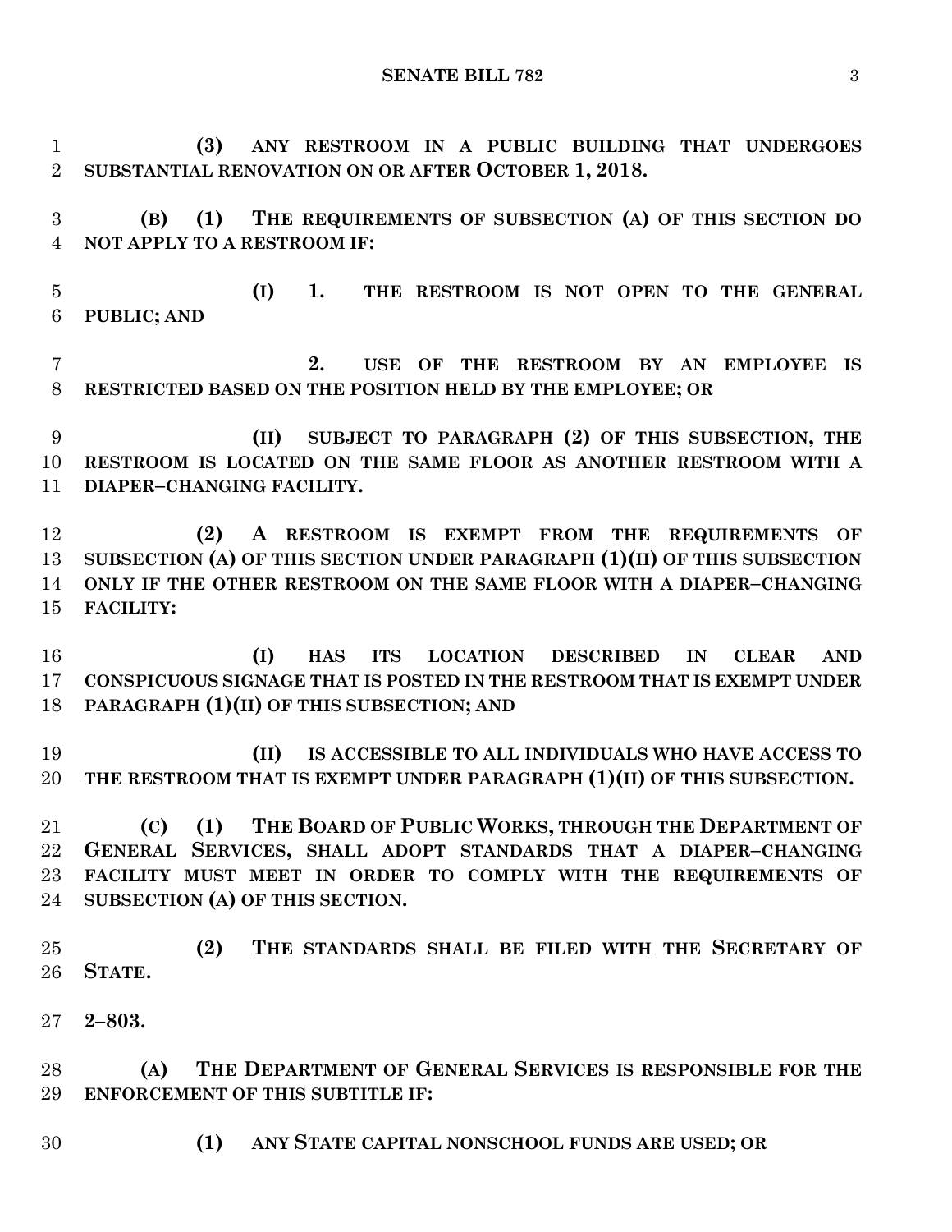**(3) ANY RESTROOM IN A PUBLIC BUILDING THAT UNDERGOES SUBSTANTIAL RENOVATION ON OR AFTER OCTOBER 1, 2018.**

**(B) (1) THE REQUIREMENTS OF SUBSECTION (A) OF THIS SECTION DO NOT APPLY TO A RESTROOM IF:**

**(I) 1. THE RESTROOM IS NOT OPEN TO THE GENERAL PUBLIC; AND**

**2. USE OF THE RESTROOM BY AN EMPLOYEE IS RESTRICTED BASED ON THE POSITION HELD BY THE EMPLOYEE; OR**

**(II) SUBJECT TO PARAGRAPH (2) OF THIS SUBSECTION, THE RESTROOM IS LOCATED ON THE SAME FLOOR AS ANOTHER RESTROOM WITH A DIAPER–CHANGING FACILITY.**

**(2) A RESTROOM IS EXEMPT FROM THE REQUIREMENTS OF SUBSECTION (A) OF THIS SECTION UNDER PARAGRAPH (1)(II) OF THIS SUBSECTION ONLY IF THE OTHER RESTROOM ON THE SAME FLOOR WITH A DIAPER–CHANGING FACILITY:**

**(I) HAS ITS LOCATION DESCRIBED IN CLEAR AND CONSPICUOUS SIGNAGE THAT IS POSTED IN THE RESTROOM THAT IS EXEMPT UNDER PARAGRAPH (1)(II) OF THIS SUBSECTION; AND**

**(II) IS ACCESSIBLE TO ALL INDIVIDUALS WHO HAVE ACCESS TO THE RESTROOM THAT IS EXEMPT UNDER PARAGRAPH (1)(II) OF THIS SUBSECTION.**

**(C) (1) THE BOARD OF PUBLIC WORKS, THROUGH THE DEPARTMENT OF GENERAL SERVICES, SHALL ADOPT STANDARDS THAT A DIAPER–CHANGING FACILITY MUST MEET IN ORDER TO COMPLY WITH THE REQUIREMENTS OF SUBSECTION (A) OF THIS SECTION.**

**(2) THE STANDARDS SHALL BE FILED WITH THE SECRETARY OF STATE.**

**2–803.**

**(A) THE DEPARTMENT OF GENERAL SERVICES IS RESPONSIBLE FOR THE ENFORCEMENT OF THIS SUBTITLE IF:**

**(1) ANY STATE CAPITAL NONSCHOOL FUNDS ARE USED; OR**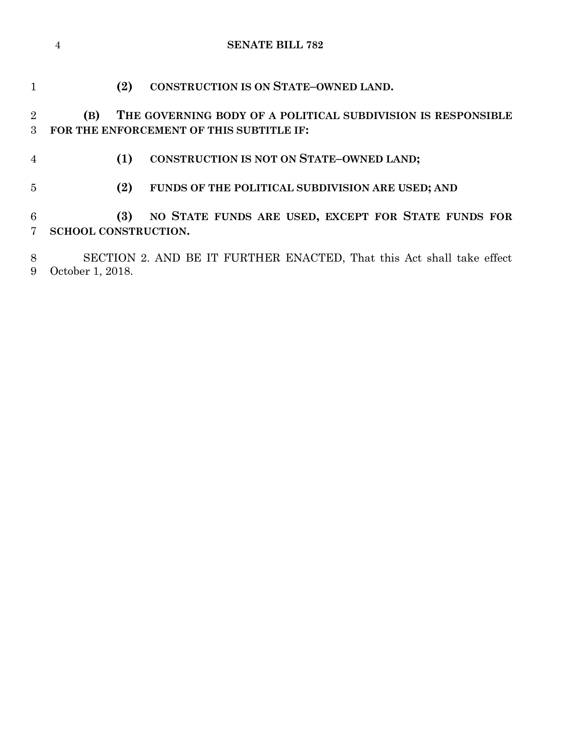**(2) CONSTRUCTION IS ON STATE–OWNED LAND.**

**(B) THE GOVERNING BODY OF A POLITICAL SUBDIVISION IS RESPONSIBLE FOR THE ENFORCEMENT OF THIS SUBTITLE IF:**

**(1) CONSTRUCTION IS NOT ON STATE–OWNED LAND;**

**(2) FUNDS OF THE POLITICAL SUBDIVISION ARE USED; AND**

**(3) NO STATE FUNDS ARE USED, EXCEPT FOR STATE FUNDS FOR SCHOOL CONSTRUCTION.**

SECTION 2. AND BE IT FURTHER ENACTED, That this Act shall take effect October 1, 2018.